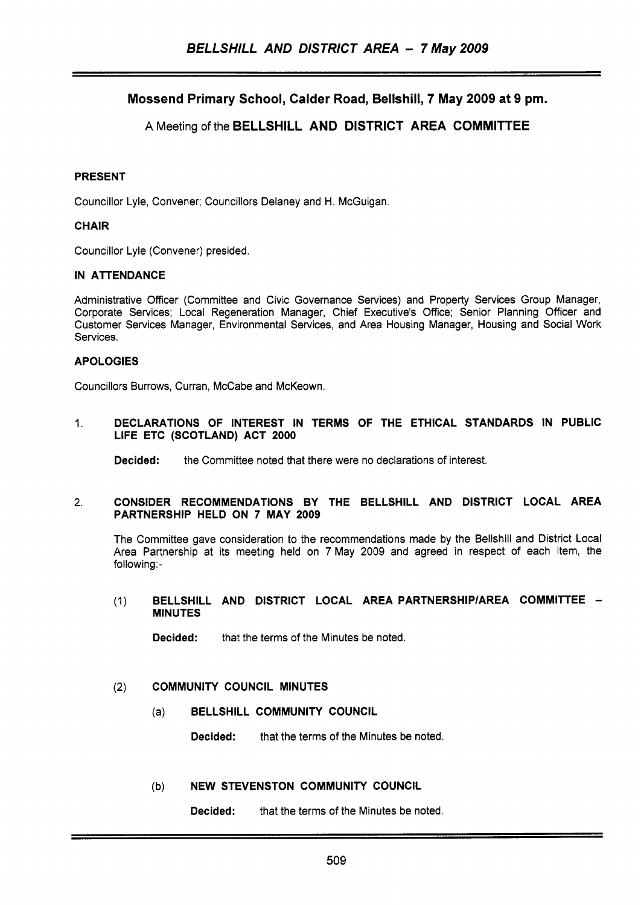# Mossend Primary School, Calder Road, Bellshill, 7 May 2009 at 9 pm.

## A Meeting of the BELLSHILL AND DISTRICT AREA COMMITTEE

### PRESENT

Councillor Lyle, Convener; Councillors Delaney and H. McGuigan.

### CHAIR

Councillor Lyle (Convener) presided.

### IN ATTENDANCE

Administrative Officer (Committee and Civic Governance Services) and Property Services Group Manager, Corporate Services; Local Regeneration Manager, Chief Executive's Office; Senior Planning Officer and Customer Services Manager, Environmental Services, and Area Housing Manager, Housing and Social Work Services.

### APOLOGIES

Councillors Burrows, Curran, McCabe and McKeown.

1. **DECLARATIONS OF INTEREST IN TERMS OF THE ETHICAL STANDARDS IN PUBLIC LIFE ETC (SCOTLAND) ACT 2000**

   **Decided:** the Committee noted that there were no declarations of interest.

2. **CONSIDER RECOMMENDATIONS BY THE BELLSHILL AND DISTRICT LOCAL AREA PARTNERSHIP HELD ON 7 MAY 2009**

   The Committee gave consideration to the recommendations made by the Bellshill and District Local Area Partnership at its meeting held on 7 May 2009 and agreed in respect of each item, the following:-

   (1) **BELLSHILL AND DISTRICT LOCAL AREA PARTNERSHIP/AREA COMMITTEE – MINUTES**

   **Decided:** that the terms of the Minutes be noted.

   (2) **COMMUNITY COUNCIL MINUTES**

   (a) **BELLSHILL COMMUNITY COUNCIL**

   **Decided:** that the terms of the Minutes be noted.

   (b) **NEW STEVENSTON COMMUNITY COUNCIL**

   **Decided:** that the terms of the Minutes be noted.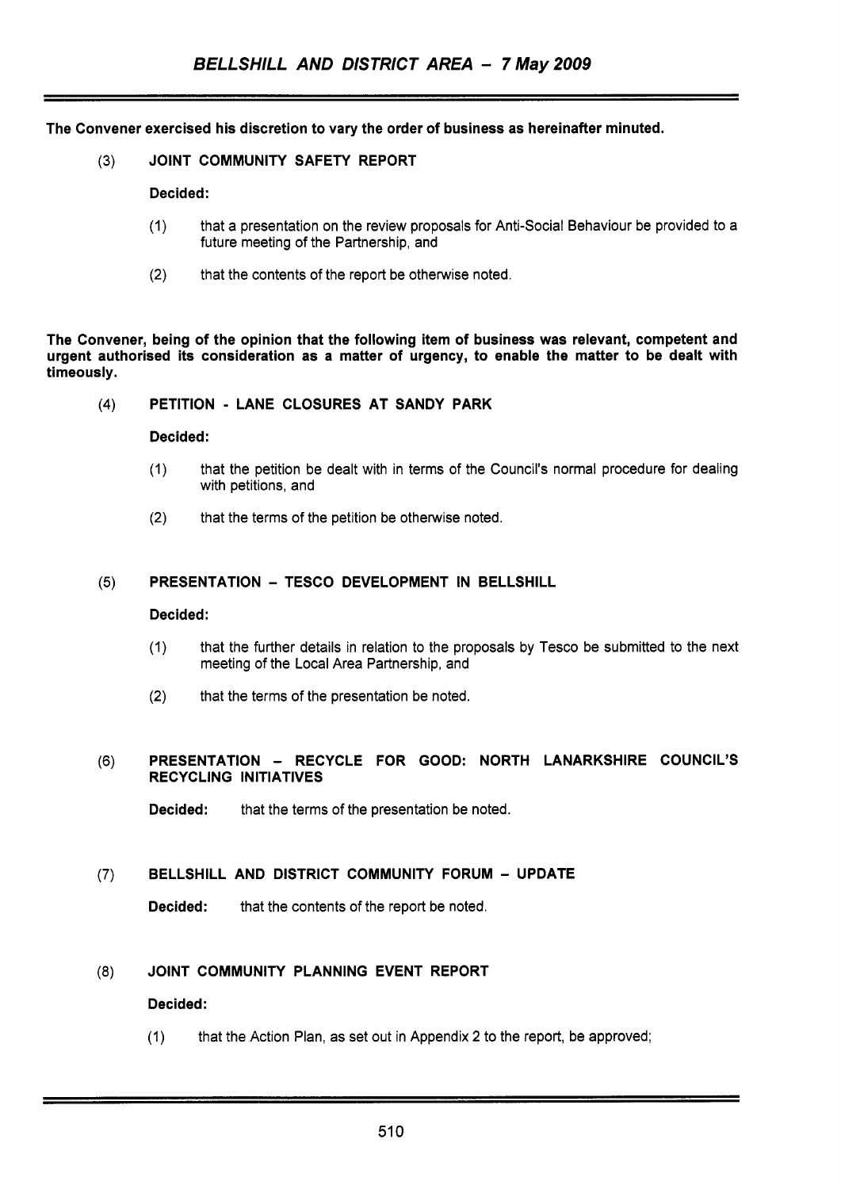**The Convener exercised his discretion to vary the order of business as hereinafter minuted.**

(3) **JOINT COMMUNITY SAFETY REPORT**

**Decided:**

(1) that a presentation on the review proposals for Anti-Social Behaviour be provided to a future meeting of the Partnership, and

(2) that the contents of the report be otherwise noted.

**The Convener, being of the opinion that the following item of business was relevant, competent and urgent authorised its consideration as a matter of urgency, to enable the matter to be dealt with timeously.**

(4) **PETITION - LANE CLOSURES AT SANDY PARK**

**Decided:**

(1) that the petition be dealt with in terms of the Council's normal procedure for dealing with petitions, and

(2) that the terms of the petition be otherwise noted.

(5) **PRESENTATION – TESCO DEVELOPMENT IN BELLSHILL**

**Decided:**

(1) that the further details in relation to the proposals by Tesco be submitted to the next meeting of the Local Area Partnership, and

(2) that the terms of the presentation be noted.

(6) **PRESENTATION – RECYCLE FOR GOOD: NORTH LANARKSHIRE COUNCIL'S RECYCLING INITIATIVES**

**Decided:** that the terms of the presentation be noted.

(7) **BELLSHILL AND DISTRICT COMMUNITY FORUM – UPDATE**

**Decided:** that the contents of the report be noted.

(8) **JOINT COMMUNITY PLANNING EVENT REPORT**

**Decided:**

(1) that the Action Plan, as set out in Appendix 2 to the report, be approved;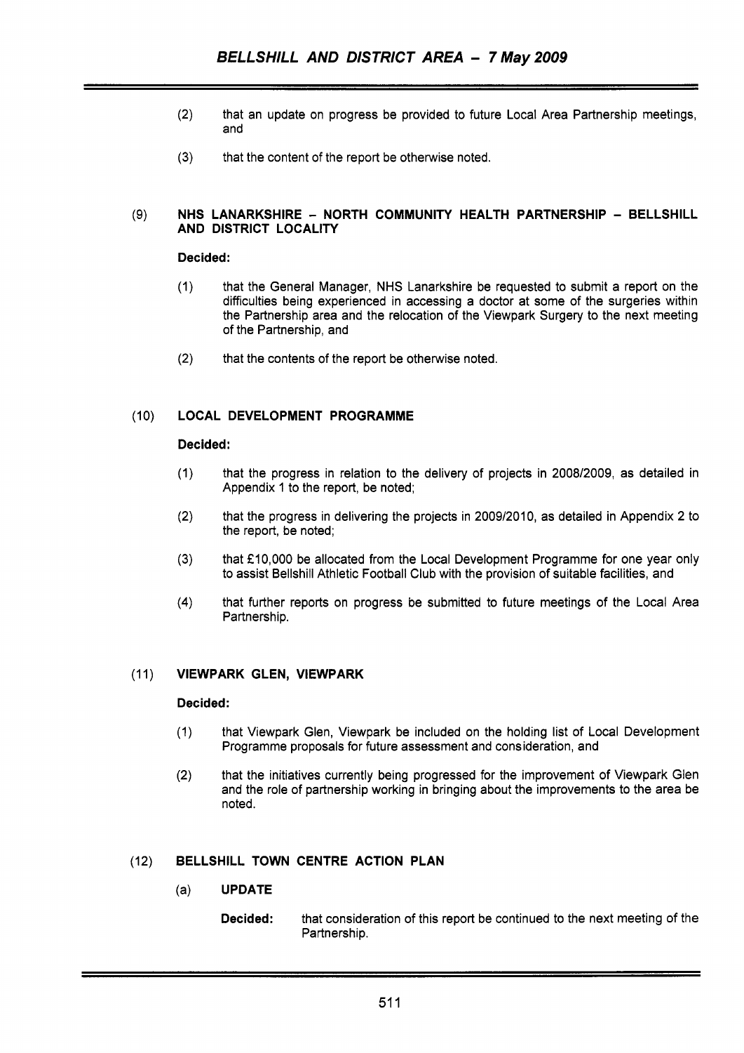(2) that an update on progress be provided to future Local Area Partnership meetings, and

(3) that the content of the report be otherwise noted.

### (9) NHS LANARKSHIRE – NORTH COMMUNITY HEALTH PARTNERSHIP – BELLSHILL AND DISTRICT LOCALITY

**Decided:**

(1) that the General Manager, NHS Lanarkshire be requested to submit a report on the difficulties being experienced in accessing a doctor at some of the surgeries within the Partnership area and the relocation of the Viewpark Surgery to the next meeting of the Partnership, and

(2) that the contents of the report be otherwise noted.

### (10) LOCAL DEVELOPMENT PROGRAMME

**Decided:**

(1) that the progress in relation to the delivery of projects in 2008/2009, as detailed in Appendix 1 to the report, be noted;

(2) that the progress in delivering the projects in 2009/2010, as detailed in Appendix 2 to the report, be noted;

(3) that £10,000 be allocated from the Local Development Programme for one year only to assist Bellshill Athletic Football Club with the provision of suitable facilities, and

(4) that further reports on progress be submitted to future meetings of the Local Area Partnership.

### (11) VIEWPARK GLEN, VIEWPARK

**Decided:**

(1) that Viewpark Glen, Viewpark be included on the holding list of Local Development Programme proposals for future assessment and consideration, and

(2) that the initiatives currently being progressed for the improvement of Viewpark Glen and the role of partnership working in bringing about the improvements to the area be noted.

### (12) BELLSHILL TOWN CENTRE ACTION PLAN

#### (a) UPDATE

**Decided:** that consideration of this report be continued to the next meeting of the Partnership.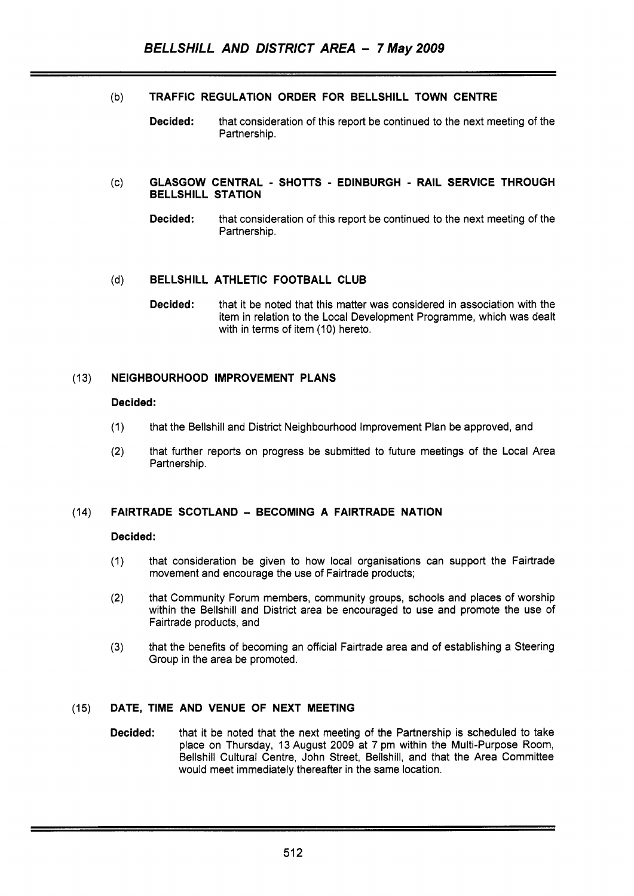(b) **TRAFFIC REGULATION ORDER FOR BELLSHILL TOWN CENTRE**

**Decided:** that consideration of this report be continued to the next meeting of the Partnership.

(c) **GLASGOW CENTRAL - SHOTTS - EDINBURGH - RAIL SERVICE THROUGH BELLSHILL STATION**

**Decided:** that consideration of this report be continued to the next meeting of the Partnership.

(d) **BELLSHILL ATHLETIC FOOTBALL CLUB**

**Decided:** that it be noted that this matter was considered in association with the item in relation to the Local Development Programme, which was dealt with in terms of item (10) hereto.

(13) **NEIGHBOURHOOD IMPROVEMENT PLANS**

**Decided:**

(1) that the Bellshill and District Neighbourhood Improvement Plan be approved, and

(2) that further reports on progress be submitted to future meetings of the Local Area Partnership.

(14) **FAIRTRADE SCOTLAND – BECOMING A FAIRTRADE NATION**

**Decided:**

(1) that consideration be given to how local organisations can support the Fairtrade movement and encourage the use of Fairtrade products;

(2) that Community Forum members, community groups, schools and places of worship within the Bellshill and District area be encouraged to use and promote the use of Fairtrade products, and

(3) that the benefits of becoming an official Fairtrade area and of establishing a Steering Group in the area be promoted.

(15) **DATE, TIME AND VENUE OF NEXT MEETING**

**Decided:** that it be noted that the next meeting of the Partnership is scheduled to take place on Thursday, 13 August 2009 at 7 pm within the Multi-Purpose Room, Bellshill Cultural Centre, John Street, Bellshill, and that the Area Committee would meet immediately thereafter in the same location.